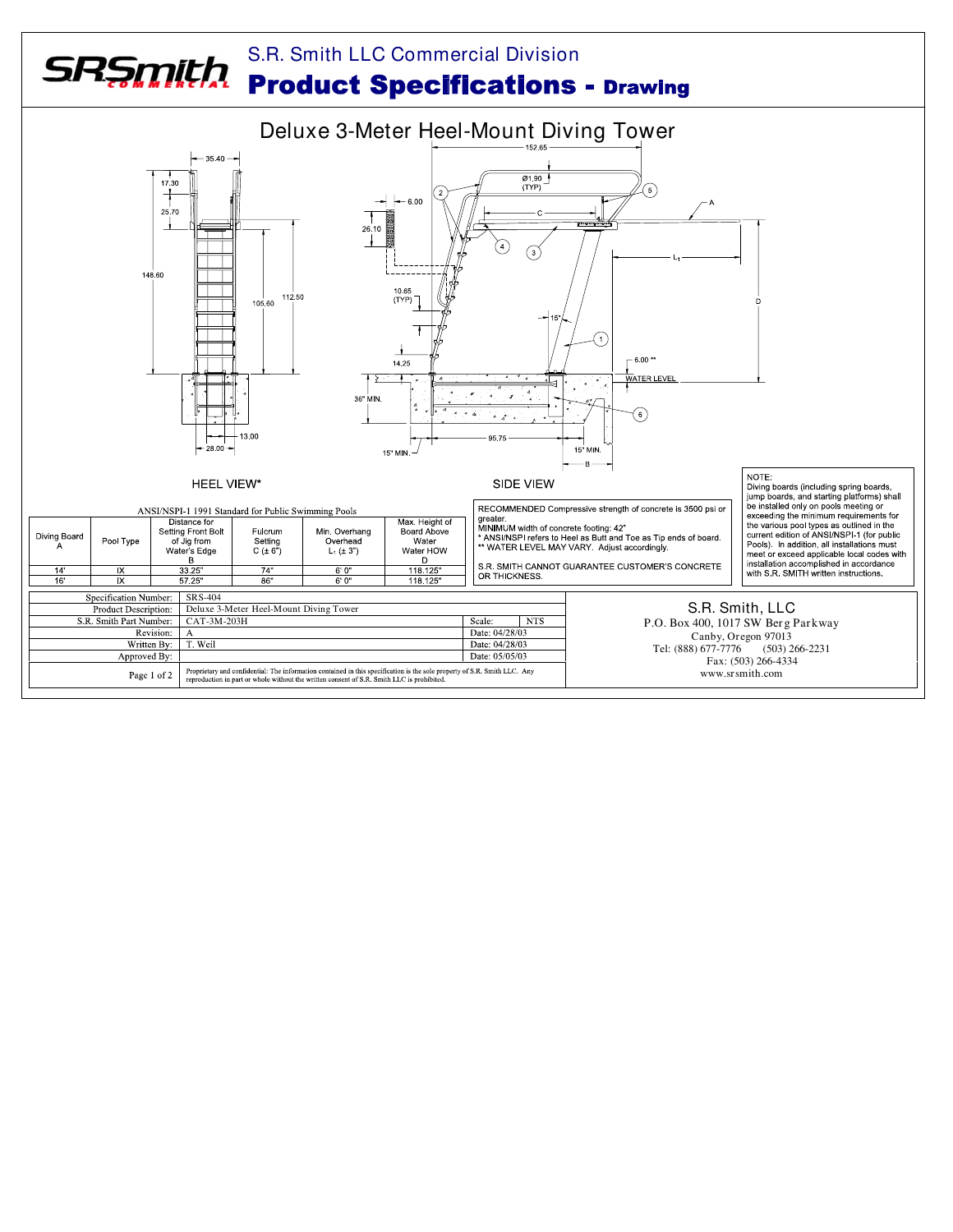# S.R. Smith LLC Commercial Division

## Product Specifications - Drawing

### Deluxe 3-Meter Heel-Mount Diving Tower

HEEL VIEW*

SIDE VIEW

**ANSI/NSPI-1 1991 Standard for Public Swimming Pools**

| Diving Board A | Pool Type | Distance for Setting Front Bolt of Jig from Water's Edge B | Fulcrum Setting C (± 6") | Min. Overhang Overhead $L_1$ (± 3") | Max. Height of Board Above Water Water HOW D |
|---|---|---|---|---|---|
| 14' | IX | 33.25" | 74" | 6' 0" | 118.125" |
| 16' | IX | 57.25" | 86" | 6' 0" | 118.125" |

RECOMMENDED Compressive strength of concrete is 3500 psi or greater.
MINIMUM width of concrete footing: 42"
* ANSI/NSPI refers to Heel as Butt and Toe as Tip ends of board.
** WATER LEVEL MAY VARY. Adjust accordingly.

S.R. SMITH CANNOT GUARANTEE CUSTOMER'S CONCRETE OR THICKNESS.

NOTE:
Diving boards (including spring boards, jump boards, and starting platforms) shall be installed only on pools meeting or exceeding the minimum requirements for the various pool types as outlined in the current edition of ANSI/NSPI-1 (for public Pools). In addition, all installations must meet or exceed applicable local codes with installation accomplished in accordance with S.R. SMITH written instructions.

| | | | |
|---|---|---|---|
| Specification Number: | SRS-404 | | |
| Product Description: | Deluxe 3-Meter Heel-Mount Diving Tower | | |
| S.R. Smith Part Number: | CAT-3M-203H | Scale: | NTS |
| Revision: | A | Date: 04/28/03 | |
| Written By: | T. Weil | Date: 04/28/03 | |
| Approved By: | | Date: 05/05/03 | |

Proprietary and confidential: The information contained in this specification is the sole property of S.R. Smith LLC. Any reproduction in part or whole without the written consent of S.R. Smith LLC is prohibited.

S.R. Smith, LLC
P.O. Box 400, 1017 SW Berg Parkway
Canby, Oregon 97013
Tel: (888) 677-7776 (503) 266-2231
Fax: (503) 266-4334
www.srsmith.com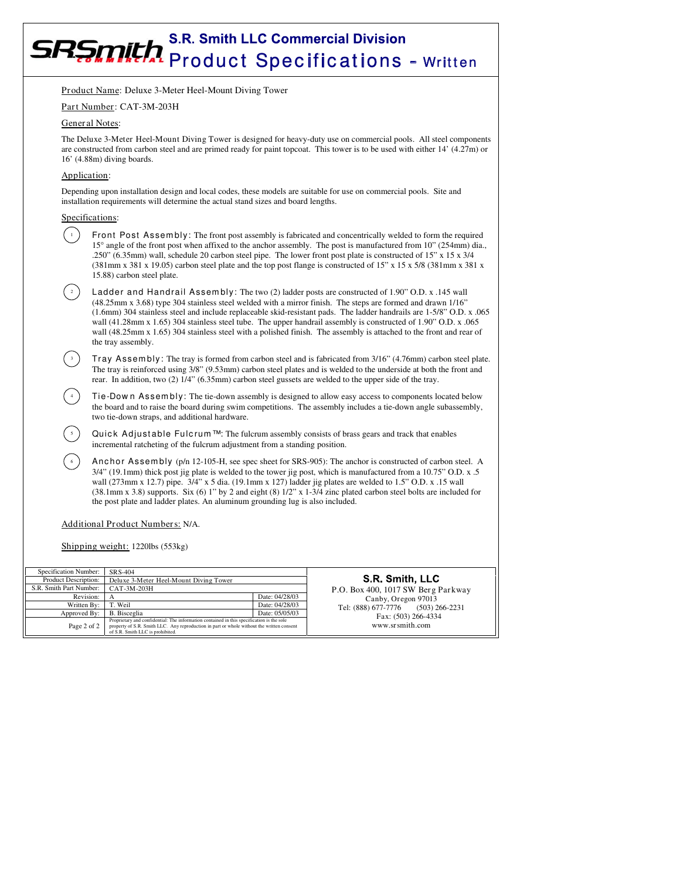# S.R. Smith LLC Commercial Division

## Product Specifications – Written

Product Name: Deluxe 3-Meter Heel-Mount Diving Tower

Part Number: CAT-3M-203H

General Notes:

The Deluxe 3-Meter Heel-Mount Diving Tower is designed for heavy-duty use on commercial pools. All steel components are constructed from carbon steel and are primed ready for paint topcoat. This tower is to be used with either 14' (4.27m) or 16' (4.88m) diving boards.

Application:

Depending upon installation design and local codes, these models are suitable for use on commercial pools. Site and installation requirements will determine the actual stand sizes and board lengths.

Specifications:

1. Front Post Assembly: The front post assembly is fabricated and concentrically welded to form the required 15° angle of the front post when affixed to the anchor assembly. The post is manufactured from 10" (254mm) dia., .250" (6.35mm) wall, schedule 20 carbon steel pipe. The lower front post plate is constructed of 15" x 15 x 3/4 (381mm x 381 x 19.05) carbon steel plate and the top post flange is constructed of 15" x 15 x 5/8 (381mm x 381 x 15.88) carbon steel plate.

2. Ladder and Handrail Assembly: The two (2) ladder posts are constructed of 1.90" O.D. x .145 wall (48.25mm x 3.68) type 304 stainless steel welded with a mirror finish. The steps are formed and drawn 1/16" (1.6mm) 304 stainless steel and include replaceable skid-resistant pads. The ladder handrails are 1-5/8" O.D. x .065 wall (41.28mm x 1.65) 304 stainless steel tube. The upper handrail assembly is constructed of 1.90" O.D. x .065 wall (48.25mm x 1.65) 304 stainless steel with a polished finish. The assembly is attached to the front and rear of the tray assembly.

3. Tray Assembly: The tray is formed from carbon steel and is fabricated from 3/16" (4.76mm) carbon steel plate. The tray is reinforced using 3/8" (9.53mm) carbon steel plates and is welded to the underside at both the front and rear. In addition, two (2) 1/4" (6.35mm) carbon steel gussets are welded to the upper side of the tray.

4. Tie-Down Assembly: The tie-down assembly is designed to allow easy access to components located below the board and to raise the board during swim competitions. The assembly includes a tie-down angle subassembly, two tie-down straps, and additional hardware.

5. Quick Adjustable Fulcrum™: The fulcrum assembly consists of brass gears and track that enables incremental ratcheting of the fulcrum adjustment from a standing position.

6. Anchor Assembly (p/n 12-105-H, see spec sheet for SRS-905): The anchor is constructed of carbon steel. A 3/4" (19.1mm) thick post jig plate is welded to the tower jig post, which is manufactured from a 10.75" O.D. x .5 wall (273mm x 12.7) pipe. 3/4" x 5 dia. (19.1mm x 127) ladder jig plates are welded to 1.5" O.D. x .15 wall (38.1mm x 3.8) supports. Six (6) 1" by 2 and eight (8) 1/2" x 1-3/4 zinc plated carbon steel bolts are included for the post plate and ladder plates. An aluminum grounding lug is also included.

Additional Product Numbers: N/A.

Shipping weight: 1220lbs (553kg)

| | | |
|---|---|---|
| Specification Number: | SRS-404 | |
| Product Description: | Deluxe 3-Meter Heel-Mount Diving Tower | |
| S.R. Smith Part Number: | CAT-3M-203H | |
| Revision: | A | Date: 04/28/03 |
| Written By: | T. Weil | Date: 04/28/03 |
| Approved By: | B. Bisceglia | Date: 05/05/03 |
| Page 2 of 2 | Proprietary and confidential: The information contained in this specification is the sole property of S.R. Smith LLC. Any reproduction in part or whole without the written consent of S.R. Smith LLC is prohibited. | |

**S.R. Smith, LLC**
P.O. Box 400, 1017 SW Berg Parkway
Canby, Oregon 97013
Tel: (888) 677-7776 (503) 266-2231
Fax: (503) 266-4334
www.srsmith.com